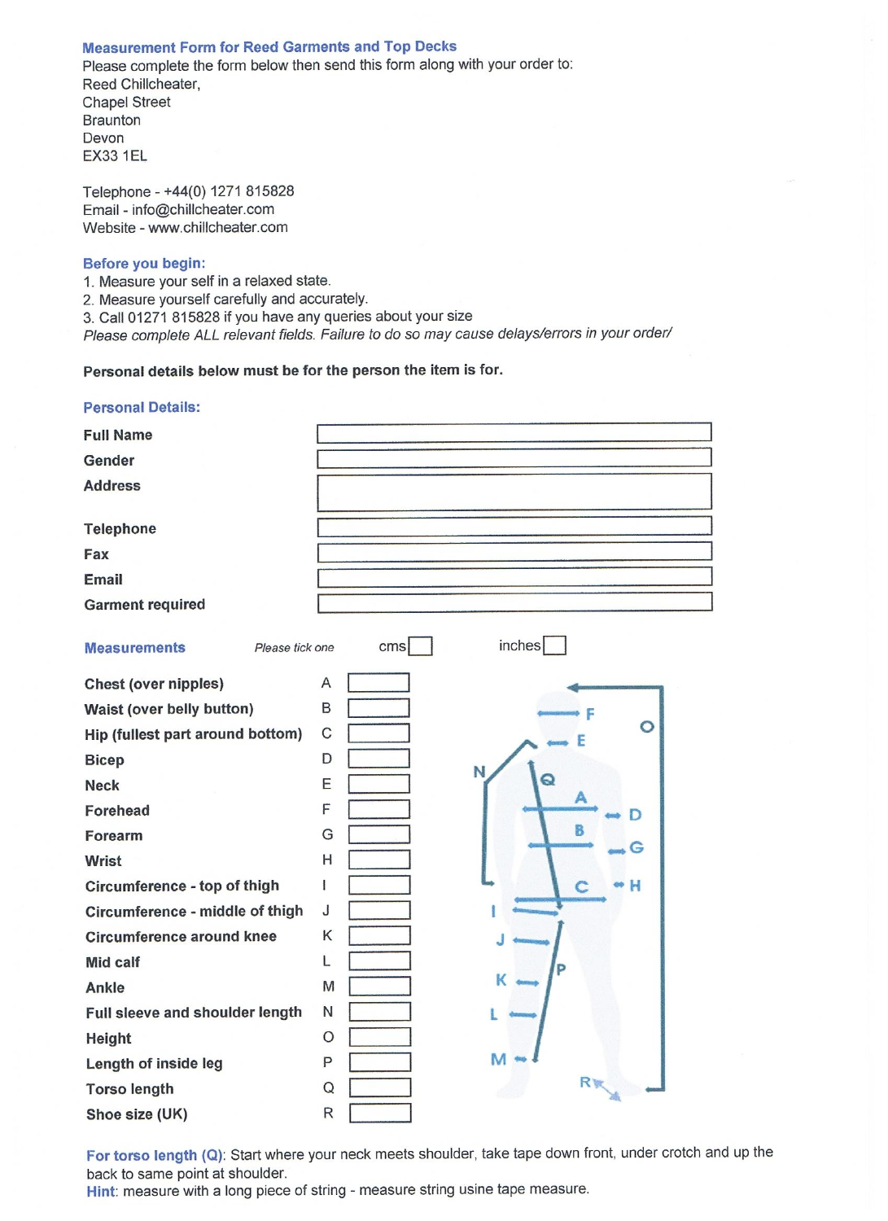## Measurement Form for Reed Garments and Top Decks

Please complete the form below then send this form along with your order to:
Reed Chillcheater,
Chapel Street
Braunton
Devon
EX33 1EL

Telephone - +44(0) 1271 815828
Email - info@chillcheater.com
Website - www.chillcheater.com

### Before you begin:

1. Measure your self in a relaxed state.
2. Measure yourself carefully and accurately.
3. Call 01271 815828 if you have any queries about your size

*Please complete ALL relevant fields. Failure to do so may cause delays/errors in your order/*

**Personal details below must be for the person the item is for.**

### Personal Details:

| | |
|---|---|
| **Full Name** | |
| **Gender** | |
| **Address** | |
| **Telephone** | |
| **Fax** | |
| **Email** | |
| **Garment required** | |

### Measurements

*Please tick one* cms ☐ inches ☐

| Measurement | | |
|---|---|---|
| **Chest (over nipples)** | A | |
| **Waist (over belly button)** | B | |
| **Hip (fullest part around bottom)** | C | |
| **Bicep** | D | |
| **Neck** | E | |
| **Forehead** | F | |
| **Forearm** | G | |
| **Wrist** | H | |
| **Circumference - top of thigh** | I | |
| **Circumference - middle of thigh** | J | |
| **Circumference around knee** | K | |
| **Mid calf** | L | |
| **Ankle** | M | |
| **Full sleeve and shoulder length** | N | |
| **Height** | O | |
| **Length of inside leg** | P | |
| **Torso length** | Q | |
| **Shoe size (UK)** | R | |

**For torso length (Q)**: Start where your neck meets shoulder, take tape down front, under crotch and up the back to same point at shoulder.

**Hint**: measure with a long piece of string - measure string usine tape measure.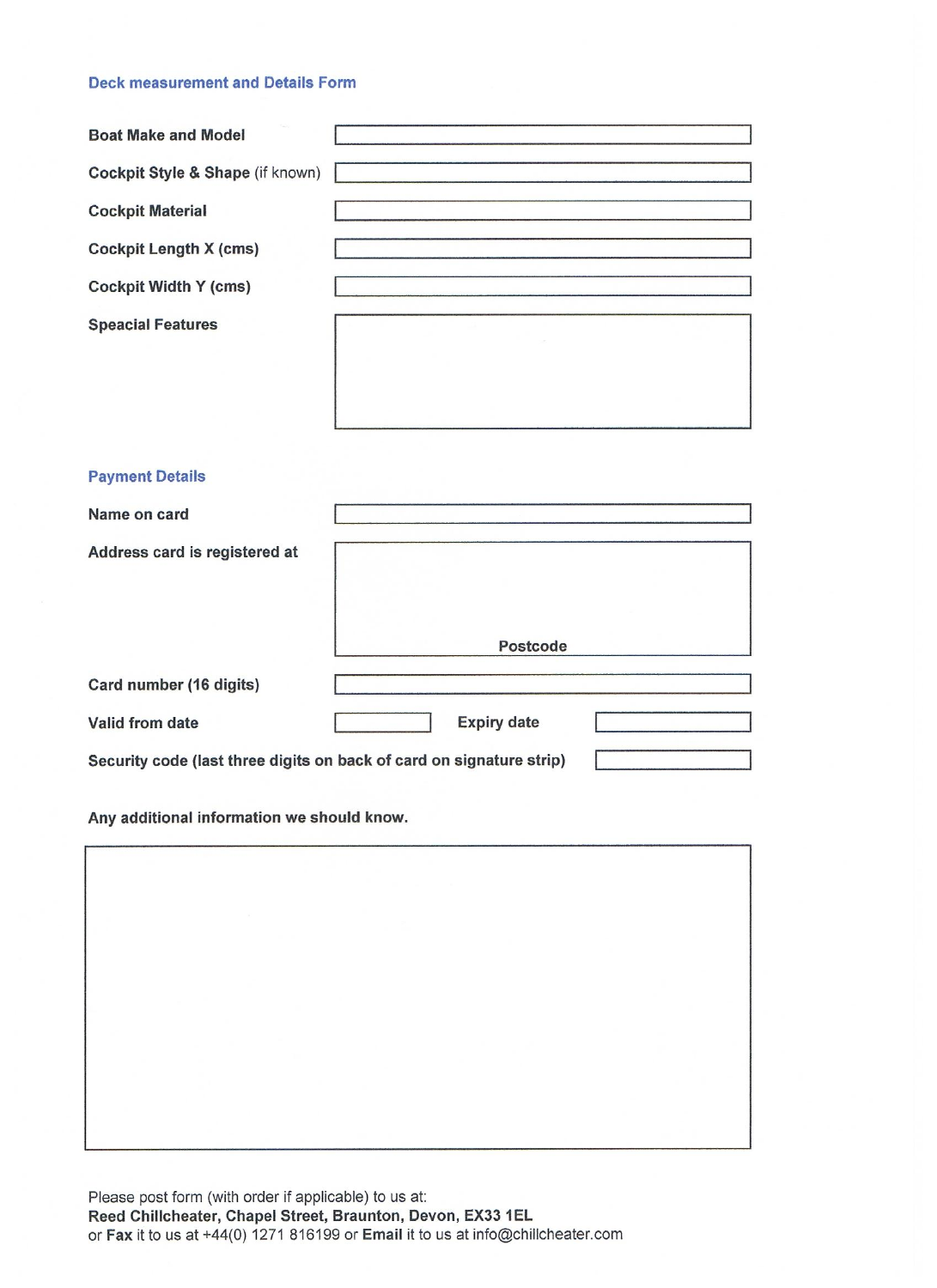## Deck measurement and Details Form

**Boat Make and Model**

**Cockpit Style & Shape** (if known)

**Cockpit Material**

**Cockpit Length X (cms)**

**Cockpit Width Y (cms)**

**Speacial Features**

## Payment Details

**Name on card**

**Address card is registered at**

**Postcode**

**Card number (16 digits)**

**Valid from date** **Expiry date**

**Security code (last three digits on back of card on signature strip)**

**Any additional information we should know.**

Please post form (with order if applicable) to us at:
**Reed Chillcheater, Chapel Street, Braunton, Devon, EX33 1EL**
or **Fax** it to us at +44(0) 1271 816199 or **Email** it to us at info@chillcheater.com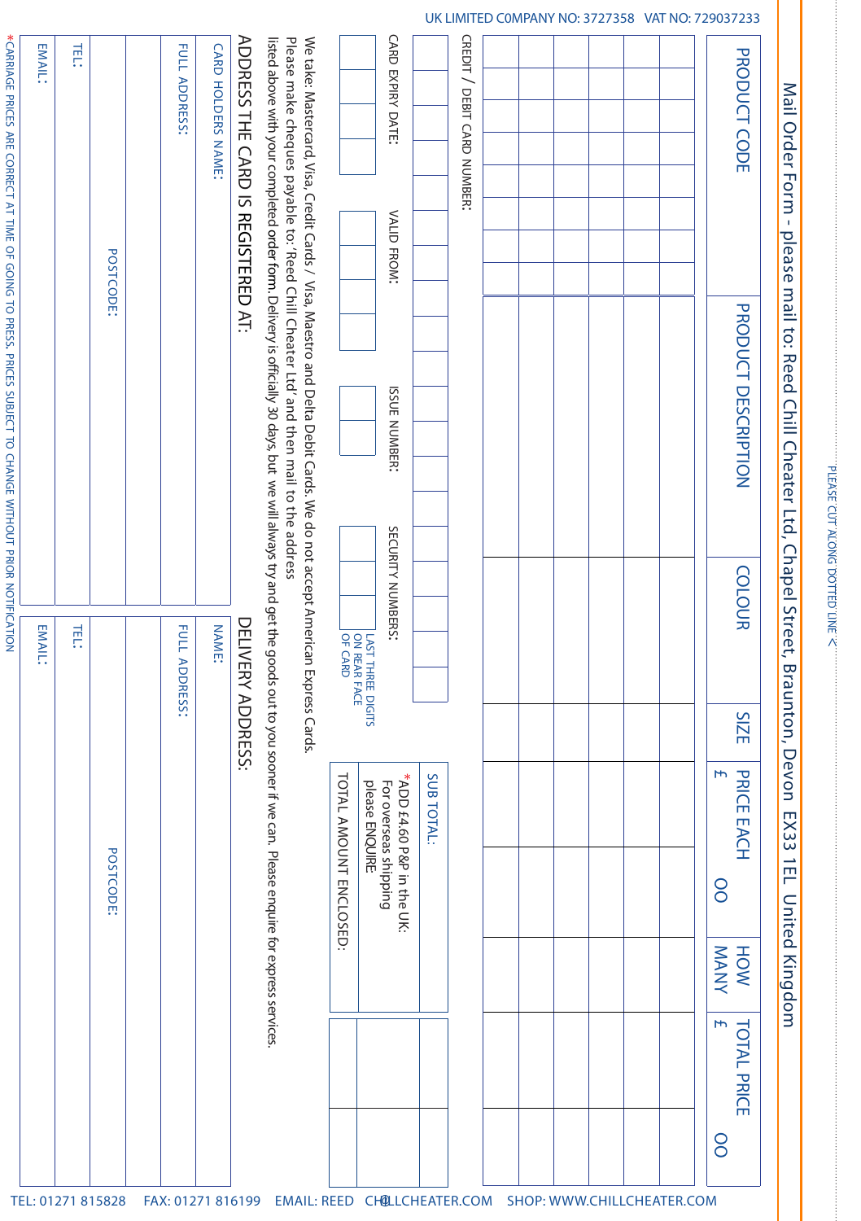PLEASE CUT ALONG DOTTED LINE ✂

# Mail Order Form - please mail to: Reed Chill Cheater Ltd, Chapel Street, Braunton, Devon EX33 1EL United Kingdom

UK LIMITED COMPANY NO: 3727358 VAT NO: 729037233

| PRODUCT CODE | PRODUCT DESCRIPTION | COLOUR | SIZE | PRICE EACH £ 00 | HOW MANY | TOTAL PRICE £ 00 |
|---|---|---|---|---|---|---|
| | | | | | | |
| | | | | | | |
| | | | | | | |
| | | | | | | |
| | | | | | | |
| | | | | | | |

| | |
|---|---|
| SUB TOTAL: | |
| *ADD £4.60 P&P in the UK: For overseas shipping please ENQUIRE | |
| TOTAL AMOUNT ENCLOSED: | |

CREDIT / DEBIT CARD NUMBER:

CARD EXPIRY DATE: VALID FROM: ISSUE NUMBER: SECURITY NUMBERS: LAST THREE DIGITS ON REAR FACE OF CARD

We take: Mastercard, Visa, Credit Cards / Visa, Maestro and Delta Debit Cards. We do not accept American Express Cards. Please make cheques payable to: 'Reed Chill Cheater Ltd' and then mail to the address listed above with your completed order form. Delivery is officially 30 days, but we will always try and get the goods out to you sooner if we can. Please enquire for express services.

## ADDRESS THE CARD IS REGISTERED AT:

CARD HOLDERS NAME:

FULL ADDRESS:

POSTCODE:

TEL:

EMAIL:

## DELIVERY ADDRESS:

NAME:

FULL ADDRESS:

POSTCODE:

TEL:

EMAIL:

*CARRIAGE PRICES ARE CORRECT AT TIME OF GOING TO PRESS. PRICES SUBJECT TO CHANGE WITHOUT PRIOR NOTIFICATION

TEL: 01271 815828 FAX: 01271 816199 EMAIL: REED@CHILLCHEATER.COM SHOP: WWW.CHILLCHEATER.COM